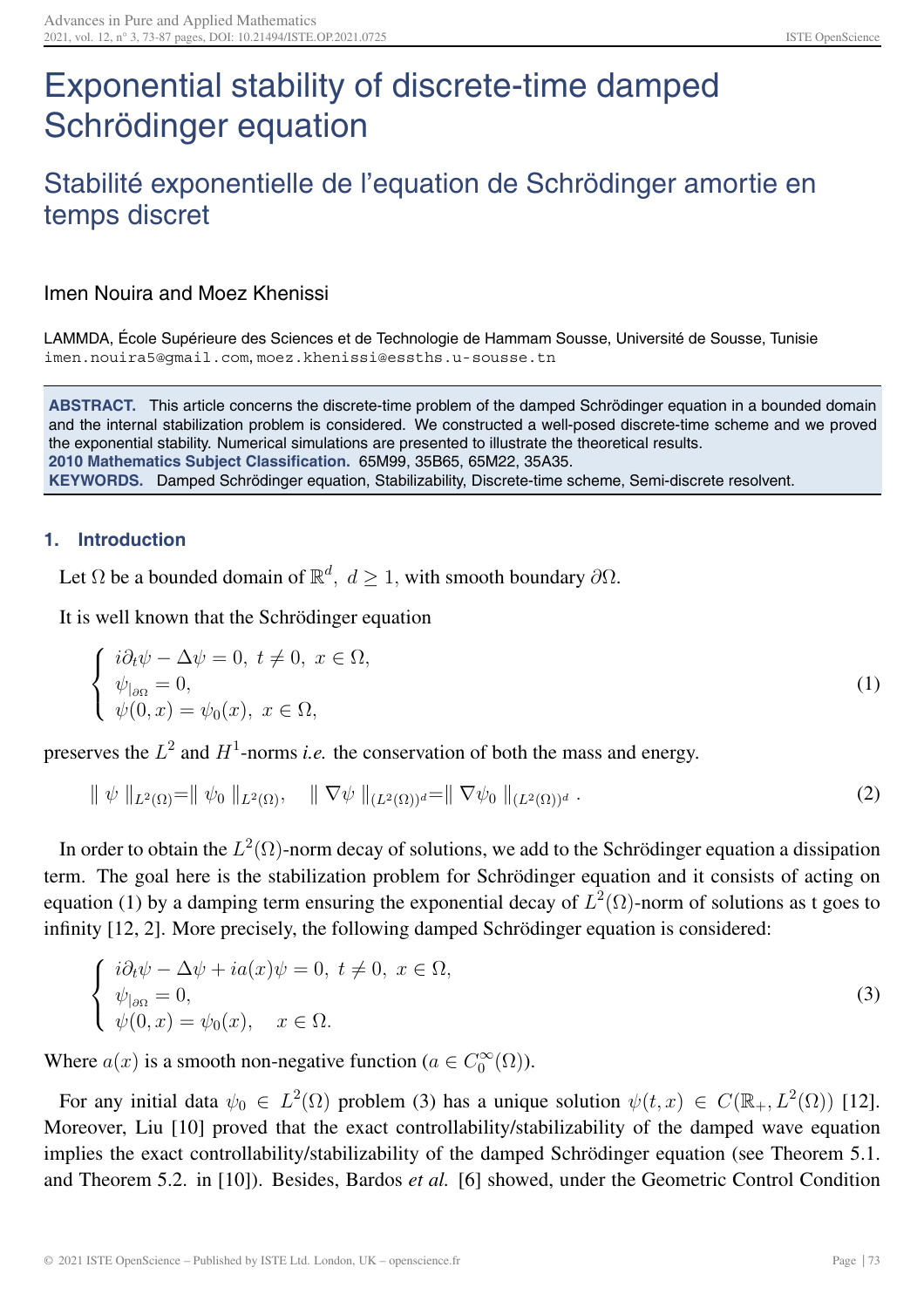# Exponential stability of discrete-time damped Schrödinger equation

## Stabilité exponentielle de l'equation de Schrödinger amortie en temps discret

Imen Nouira and Moez Khenissi

LAMMDA, École Supérieure des Sciences et de Technologie de Hammam Sousse, Université de Sousse, Tunisie
imen.nouira5@gmail.com, moez.khenissi@essths.u-sousse.tn

**ABSTRACT.** This article concerns the discrete-time problem of the damped Schrödinger equation in a bounded domain and the internal stabilization problem is considered. We constructed a well-posed discrete-time scheme and we proved the exponential stability. Numerical simulations are presented to illustrate the theoretical results.
**2010 Mathematics Subject Classification.** 65M99, 35B65, 65M22, 35A35.
**KEYWORDS.** Damped Schrödinger equation, Stabilizability, Discrete-time scheme, Semi-discrete resolvent.

### 1. Introduction

Let $\Omega$ be a bounded domain of $\mathbb{R}^d,\ d \geq 1$, with smooth boundary $\partial\Omega$.

It is well known that the Schrödinger equation

$$\begin{cases} i\partial_t \psi - \Delta \psi = 0,\ t \neq 0,\ x \in \Omega, \\ \psi_{|\partial\Omega} = 0, \\ \psi(0, x) = \psi_0(x),\ x \in \Omega, \end{cases} \tag{1}$$

preserves the $L^2$ and $H^1$-norms *i.e.* the conservation of both the mass and energy.

$$\| \psi \|_{L^2(\Omega)} = \| \psi_0 \|_{L^2(\Omega)}, \quad \| \nabla \psi \|_{(L^2(\Omega))^d} = \| \nabla \psi_0 \|_{(L^2(\Omega))^d} . \tag{2}$$

In order to obtain the $L^2(\Omega)$-norm decay of solutions, we add to the Schrödinger equation a dissipation term. The goal here is the stabilization problem for Schrödinger equation and it consists of acting on equation (1) by a damping term ensuring the exponential decay of $L^2(\Omega)$-norm of solutions as t goes to infinity [12, 2]. More precisely, the following damped Schrödinger equation is considered:

$$\begin{cases} i\partial_t \psi - \Delta \psi + ia(x)\psi = 0,\ t \neq 0,\ x \in \Omega, \\ \psi_{|\partial\Omega} = 0, \\ \psi(0, x) = \psi_0(x), \quad x \in \Omega. \end{cases} \tag{3}$$

Where $a(x)$ is a smooth non-negative function ($a \in C_0^\infty(\Omega)$).

For any initial data $\psi_0 \in L^2(\Omega)$ problem (3) has a unique solution $\psi(t, x) \in C(\mathbb{R}_+, L^2(\Omega))$ [12]. Moreover, Liu [10] proved that the exact controllability/stabilizability of the damped wave equation implies the exact controllability/stabilizability of the damped Schrödinger equation (see Theorem 5.1. and Theorem 5.2. in [10]). Besides, Bardos *et al.* [6] showed, under the Geometric Control Condition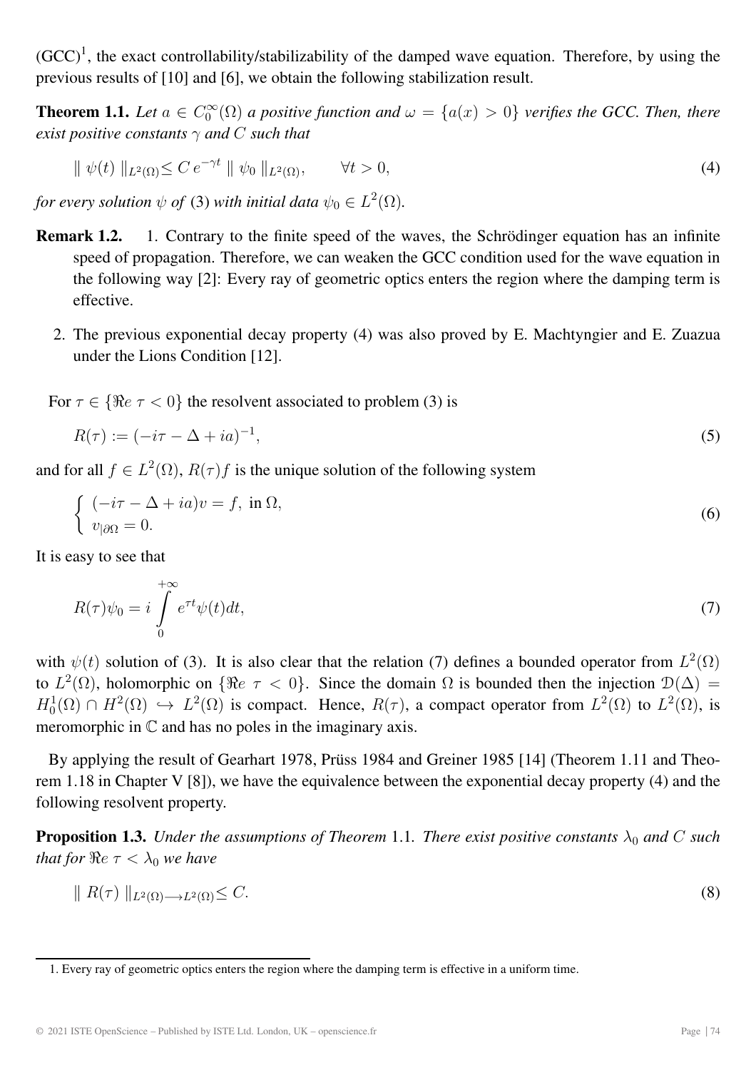(GCC)[1], the exact controllability/stabilizability of the damped wave equation. Therefore, by using the previous results of [10] and [6], we obtain the following stabilization result.

**Theorem 1.1.** *Let $a \in C_0^\infty(\Omega)$ a positive function and $\omega = \{a(x) > 0\}$ verifies the GCC. Then, there exist positive constants $\gamma$ and $C$ such that*

$$\| \psi(t) \|_{L^2(\Omega)} \leq C\, e^{-\gamma t} \| \psi_0 \|_{L^2(\Omega)}, \qquad \forall t > 0, \tag{4}$$

*for every solution $\psi$ of* (3) *with initial data $\psi_0 \in L^2(\Omega)$.*

**Remark 1.2.**

1. Contrary to the finite speed of the waves, the Schrödinger equation has an infinite speed of propagation. Therefore, we can weaken the GCC condition used for the wave equation in the following way [2]: Every ray of geometric optics enters the region where the damping term is effective.
2. The previous exponential decay property (4) was also proved by E. Machtyngier and E. Zuazua under the Lions Condition [12].

For $\tau \in \{\Re e\ \tau < 0\}$ the resolvent associated to problem (3) is

$$R(\tau) := (-i\tau - \Delta + ia)^{-1}, \tag{5}$$

and for all $f \in L^2(\Omega)$, $R(\tau)f$ is the unique solution of the following system

$$\begin{cases} (-i\tau - \Delta + ia)v = f, \text{ in } \Omega, \\ v_{|\partial\Omega} = 0. \end{cases} \tag{6}$$

It is easy to see that

$$R(\tau)\psi_0 = i \int_0^{+\infty} e^{\tau t} \psi(t) dt, \tag{7}$$

with $\psi(t)$ solution of (3). It is also clear that the relation (7) defines a bounded operator from $L^2(\Omega)$ to $L^2(\Omega)$, holomorphic on $\{\Re e\ \tau < 0\}$. Since the domain $\Omega$ is bounded then the injection $\mathcal{D}(\Delta) = H_0^1(\Omega) \cap H^2(\Omega) \hookrightarrow L^2(\Omega)$ is compact. Hence, $R(\tau)$, a compact operator from $L^2(\Omega)$ to $L^2(\Omega)$, is meromorphic in $\mathbb{C}$ and has no poles in the imaginary axis.

By applying the result of Gearhart 1978, Prüss 1984 and Greiner 1985 [14] (Theorem 1.11 and Theorem 1.18 in Chapter V [8]), we have the equivalence between the exponential decay property (4) and the following resolvent property.

**Proposition 1.3.** *Under the assumptions of Theorem* 1.1*. There exist positive constants $\lambda_0$ and $C$ such that for $\Re e\ \tau < \lambda_0$ we have*

$$\| R(\tau) \|_{L^2(\Omega) \longrightarrow L^2(\Omega)} \leq C. \tag{8}$$

---

1. Every ray of geometric optics enters the region where the damping term is effective in a uniform time.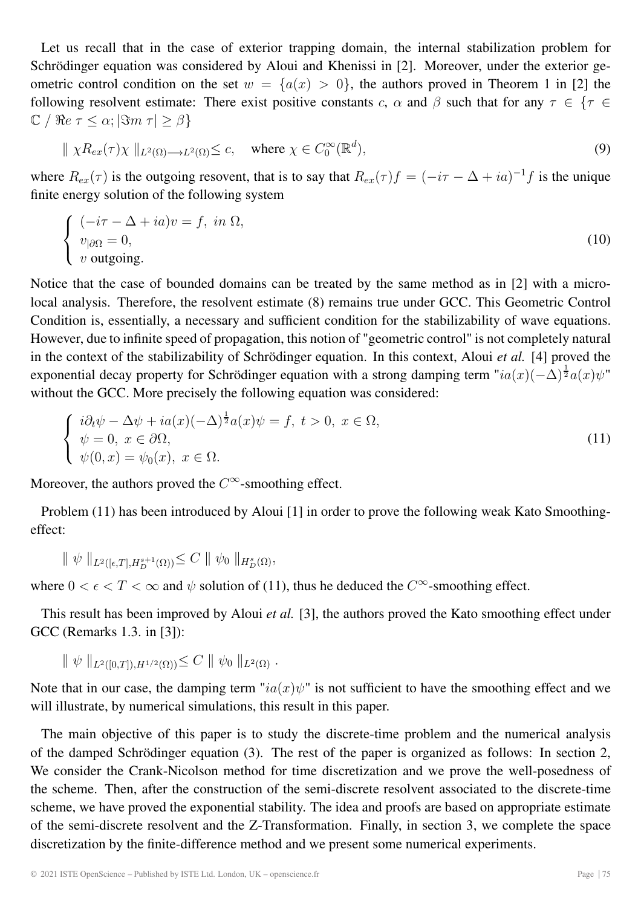Let us recall that in the case of exterior trapping domain, the internal stabilization problem for Schrödinger equation was considered by Aloui and Khenissi in [2]. Moreover, under the exterior geometric control condition on the set $w = \{a(x) > 0\}$, the authors proved in Theorem 1 in [2] the following resolvent estimate: There exist positive constants $c$, $\alpha$ and $\beta$ such that for any $\tau \in \{\tau \in \mathbb{C} \;/\; \Re e\, \tau \leq \alpha; |\Im m\, \tau| \geq \beta\}$

$$\| \chi R_{ex}(\tau)\chi \|_{L^2(\Omega)\longrightarrow L^2(\Omega)} \leq c, \quad \text{where } \chi \in C_0^\infty(\mathbb{R}^d), \tag{9}$$

where $R_{ex}(\tau)$ is the outgoing resovent, that is to say that $R_{ex}(\tau)f = (-i\tau - \Delta + ia)^{-1}f$ is the unique finite energy solution of the following system

$$\begin{cases} (-i\tau - \Delta + ia)v = f, \; in \; \Omega, \\ v_{|\partial\Omega} = 0, \\ v \text{ outgoing.} \end{cases} \tag{10}$$

Notice that the case of bounded domains can be treated by the same method as in [2] with a microlocal analysis. Therefore, the resolvent estimate (8) remains true under GCC. This Geometric Control Condition is, essentially, a necessary and sufficient condition for the stabilizability of wave equations. However, due to infinite speed of propagation, this notion of "geometric control" is not completely natural in the context of the stabilizability of Schrödinger equation. In this context, Aloui *et al.* [4] proved the exponential decay property for Schrödinger equation with a strong damping term "$ia(x)(-\Delta)^{\frac{1}{2}}a(x)\psi$" without the GCC. More precisely the following equation was considered:

$$\begin{cases} i\partial_t\psi - \Delta\psi + ia(x)(-\Delta)^{\frac{1}{2}}a(x)\psi = f, \; t > 0, \; x \in \Omega, \\ \psi = 0, \; x \in \partial\Omega, \\ \psi(0, x) = \psi_0(x), \; x \in \Omega. \end{cases} \tag{11}$$

Moreover, the authors proved the $C^\infty$-smoothing effect.

Problem (11) has been introduced by Aloui [1] in order to prove the following weak Kato Smoothing-effect:

$$\| \psi \|_{L^2([\epsilon,T],H_D^{s+1}(\Omega))} \leq C \| \psi_0 \|_{H_D^s(\Omega)},$$

where $0 < \epsilon < T < \infty$ and $\psi$ solution of (11), thus he deduced the $C^\infty$-smoothing effect.

This result has been improved by Aloui *et al.* [3], the authors proved the Kato smoothing effect under GCC (Remarks 1.3. in [3]):

$$\| \psi \|_{L^2([0,T]),H^{1/2}(\Omega))} \leq C \| \psi_0 \|_{L^2(\Omega)} .$$

Note that in our case, the damping term "$ia(x)\psi$" is not sufficient to have the smoothing effect and we will illustrate, by numerical simulations, this result in this paper.

The main objective of this paper is to study the discrete-time problem and the numerical analysis of the damped Schrödinger equation (3). The rest of the paper is organized as follows: In section 2, We consider the Crank-Nicolson method for time discretization and we prove the well-posedness of the scheme. Then, after the construction of the semi-discrete resolvent associated to the discrete-time scheme, we have proved the exponential stability. The idea and proofs are based on appropriate estimate of the semi-discrete resolvent and the Z-Transformation. Finally, in section 3, we complete the space discretization by the finite-difference method and we present some numerical experiments.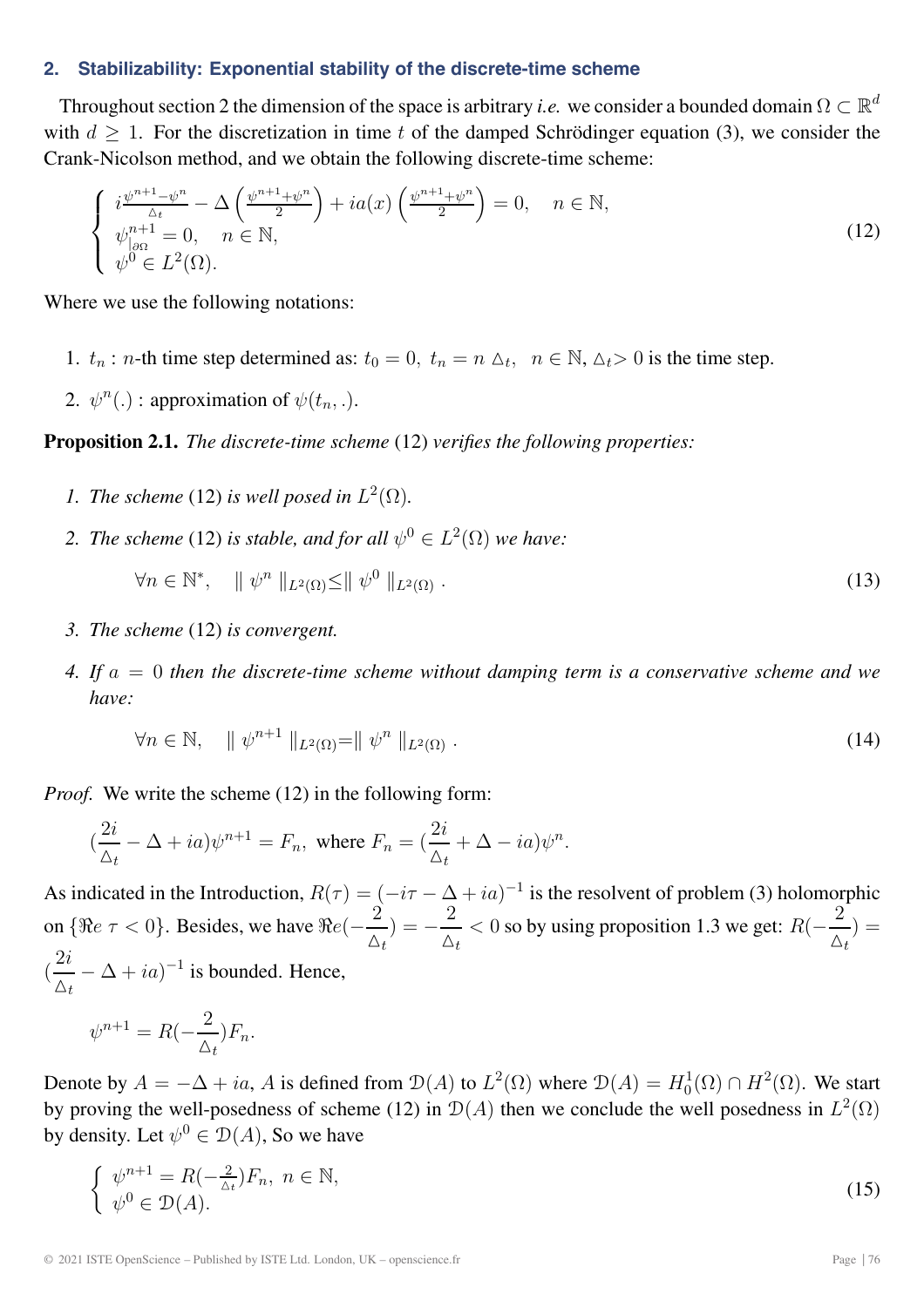## 2. Stabilizability: Exponential stability of the discrete-time scheme

Throughout section 2 the dimension of the space is arbitrary *i.e.* we consider a bounded domain $\Omega \subset \mathbb{R}^d$ with $d \geq 1$. For the discretization in time $t$ of the damped Schrödinger equation (3), we consider the Crank-Nicolson method, and we obtain the following discrete-time scheme:

$$
\begin{cases}
i\frac{\psi^{n+1}-\psi^n}{\triangle_t} - \Delta\left(\frac{\psi^{n+1}+\psi^n}{2}\right) + ia(x)\left(\frac{\psi^{n+1}+\psi^n}{2}\right) = 0, \quad n \in \mathbb{N}, \\
\psi^{n+1}_{|\partial\Omega} = 0, \quad n \in \mathbb{N}, \\
\psi^0 \in L^2(\Omega).
\end{cases}
\tag{12}
$$

Where we use the following notations:

1. $t_n$ : $n$-th time step determined as: $t_0 = 0,\ t_n = n\ \triangle_t,\ \ n \in \mathbb{N}, \triangle_t > 0$ is the time step.
2. $\psi^n(.)$ : approximation of $\psi(t_n, .)$.

**Proposition 2.1.** *The discrete-time scheme* (12) *verifies the following properties:*

1. *The scheme* (12) *is well posed in $L^2(\Omega)$.*
2. *The scheme* (12) *is stable, and for all $\psi^0 \in L^2(\Omega)$ we have:*

$$
\forall n \in \mathbb{N}^*, \quad \| \psi^n \|_{L^2(\Omega)} \leq \| \psi^0 \|_{L^2(\Omega)}\ . \tag{13}
$$

3. *The scheme* (12) *is convergent.*
4. *If $a = 0$ then the discrete-time scheme without damping term is a conservative scheme and we have:*

$$
\forall n \in \mathbb{N}, \quad \| \psi^{n+1} \|_{L^2(\Omega)} = \| \psi^n \|_{L^2(\Omega)}\ . \tag{14}
$$

*Proof.* We write the scheme (12) in the following form:

$$
(\frac{2i}{\triangle_t} - \Delta + ia)\psi^{n+1} = F_n, \text{ where } F_n = (\frac{2i}{\triangle_t} + \Delta - ia)\psi^n.
$$

As indicated in the Introduction, $R(\tau) = (-i\tau - \Delta + ia)^{-1}$ is the resolvent of problem (3) holomorphic on $\{\Re e\ \tau < 0\}$. Besides, we have $\Re e(-\dfrac{2}{\triangle_t}) = -\dfrac{2}{\triangle_t} < 0$ so by using proposition 1.3 we get: $R(-\dfrac{2}{\triangle_t}) = (\dfrac{2i}{\triangle_t} - \Delta + ia)^{-1}$ is bounded. Hence,

$$
\psi^{n+1} = R(-\frac{2}{\triangle_t})F_n.
$$

Denote by $A = -\Delta + ia$, $A$ is defined from $\mathcal{D}(A)$ to $L^2(\Omega)$ where $\mathcal{D}(A) = H_0^1(\Omega) \cap H^2(\Omega)$. We start by proving the well-posedness of scheme (12) in $\mathcal{D}(A)$ then we conclude the well posedness in $L^2(\Omega)$ by density. Let $\psi^0 \in \mathcal{D}(A)$, So we have

$$
\begin{cases}
\psi^{n+1} = R(-\frac{2}{\triangle_t})F_n,\ n \in \mathbb{N}, \\
\psi^0 \in \mathcal{D}(A).
\end{cases}
\tag{15}
$$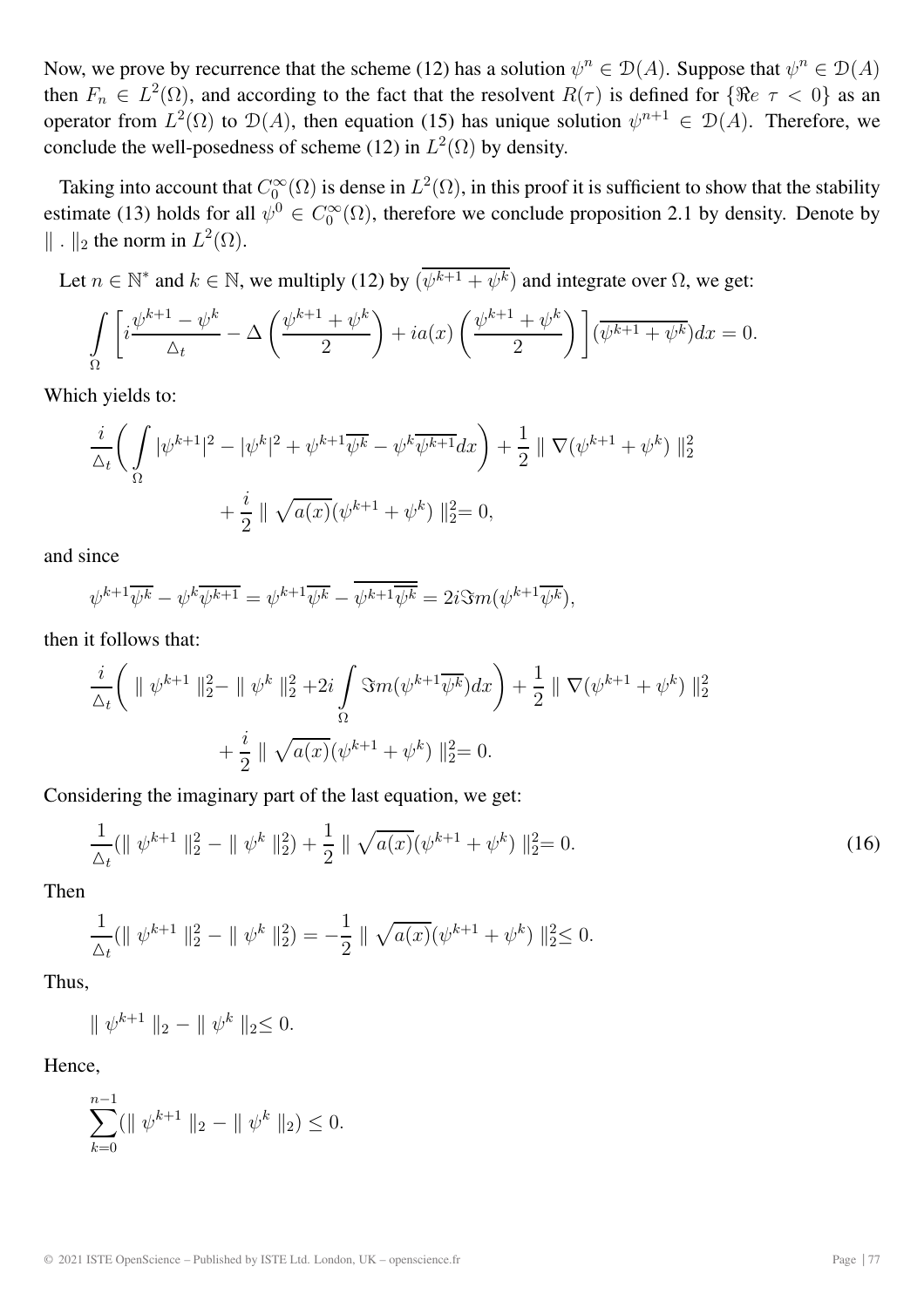Now, we prove by recurrence that the scheme (12) has a solution $\psi^n \in \mathcal{D}(A)$. Suppose that $\psi^n \in \mathcal{D}(A)$ then $F_n \in L^2(\Omega)$, and according to the fact that the resolvent $R(\tau)$ is defined for $\{\Re e\ \tau < 0\}$ as an operator from $L^2(\Omega)$ to $\mathcal{D}(A)$, then equation (15) has unique solution $\psi^{n+1} \in \mathcal{D}(A)$. Therefore, we conclude the well-posedness of scheme (12) in $L^2(\Omega)$ by density.

Taking into account that $C_0^\infty(\Omega)$ is dense in $L^2(\Omega)$, in this proof it is sufficient to show that the stability estimate (13) holds for all $\psi^0 \in C_0^\infty(\Omega)$, therefore we conclude proposition 2.1 by density. Denote by $\|\ .\ \|_2$ the norm in $L^2(\Omega)$.

Let $n \in \mathbb{N}^*$ and $k \in \mathbb{N}$, we multiply (12) by $(\overline{\psi^{k+1} + \psi^k})$ and integrate over $\Omega$, we get:

$$\int_\Omega \left[ i\frac{\psi^{k+1} - \psi^k}{\triangle_t} - \Delta\left(\frac{\psi^{k+1} + \psi^k}{2}\right) + ia(x)\left(\frac{\psi^{k+1} + \psi^k}{2}\right)\right](\overline{\psi^{k+1} + \psi^k})dx = 0.$$

Which yields to:

$$\frac{i}{\triangle_t}\left(\int_\Omega |\psi^{k+1}|^2 - |\psi^k|^2 + \psi^{k+1}\overline{\psi^k} - \psi^k\overline{\psi^{k+1}}dx\right) + \frac{1}{2}\parallel \nabla(\psi^{k+1} + \psi^k)\parallel_2^2$$
$$+ \frac{i}{2}\parallel \sqrt{a(x)}(\psi^{k+1} + \psi^k)\parallel_2^2 = 0,$$

and since

$$\psi^{k+1}\overline{\psi^k} - \psi^k\overline{\psi^{k+1}} = \psi^{k+1}\overline{\psi^k} - \overline{\psi^{k+1}\overline{\psi^k}} = 2i\Im m(\psi^{k+1}\overline{\psi^k}),$$

then it follows that:

$$\frac{i}{\triangle_t}\left(\parallel \psi^{k+1}\parallel_2^2 - \parallel \psi^k\parallel_2^2 + 2i\int_\Omega \Im m(\psi^{k+1}\overline{\psi^k})dx\right) + \frac{1}{2}\parallel \nabla(\psi^{k+1} + \psi^k)\parallel_2^2$$
$$+ \frac{i}{2}\parallel \sqrt{a(x)}(\psi^{k+1} + \psi^k)\parallel_2^2 = 0.$$

Considering the imaginary part of the last equation, we get:

$$\frac{1}{\triangle_t}(\parallel \psi^{k+1}\parallel_2^2 - \parallel \psi^k\parallel_2^2) + \frac{1}{2}\parallel \sqrt{a(x)}(\psi^{k+1} + \psi^k)\parallel_2^2 = 0. \tag{16}$$

Then

$$\frac{1}{\triangle_t}(\parallel \psi^{k+1}\parallel_2^2 - \parallel \psi^k\parallel_2^2) = -\frac{1}{2}\parallel \sqrt{a(x)}(\psi^{k+1} + \psi^k)\parallel_2^2 \leq 0.$$

Thus,

$$\parallel \psi^{k+1}\parallel_2 - \parallel \psi^k\parallel_2 \leq 0.$$

Hence,

$$\sum_{k=0}^{n-1}(\parallel \psi^{k+1}\parallel_2 - \parallel \psi^k\parallel_2) \leq 0.$$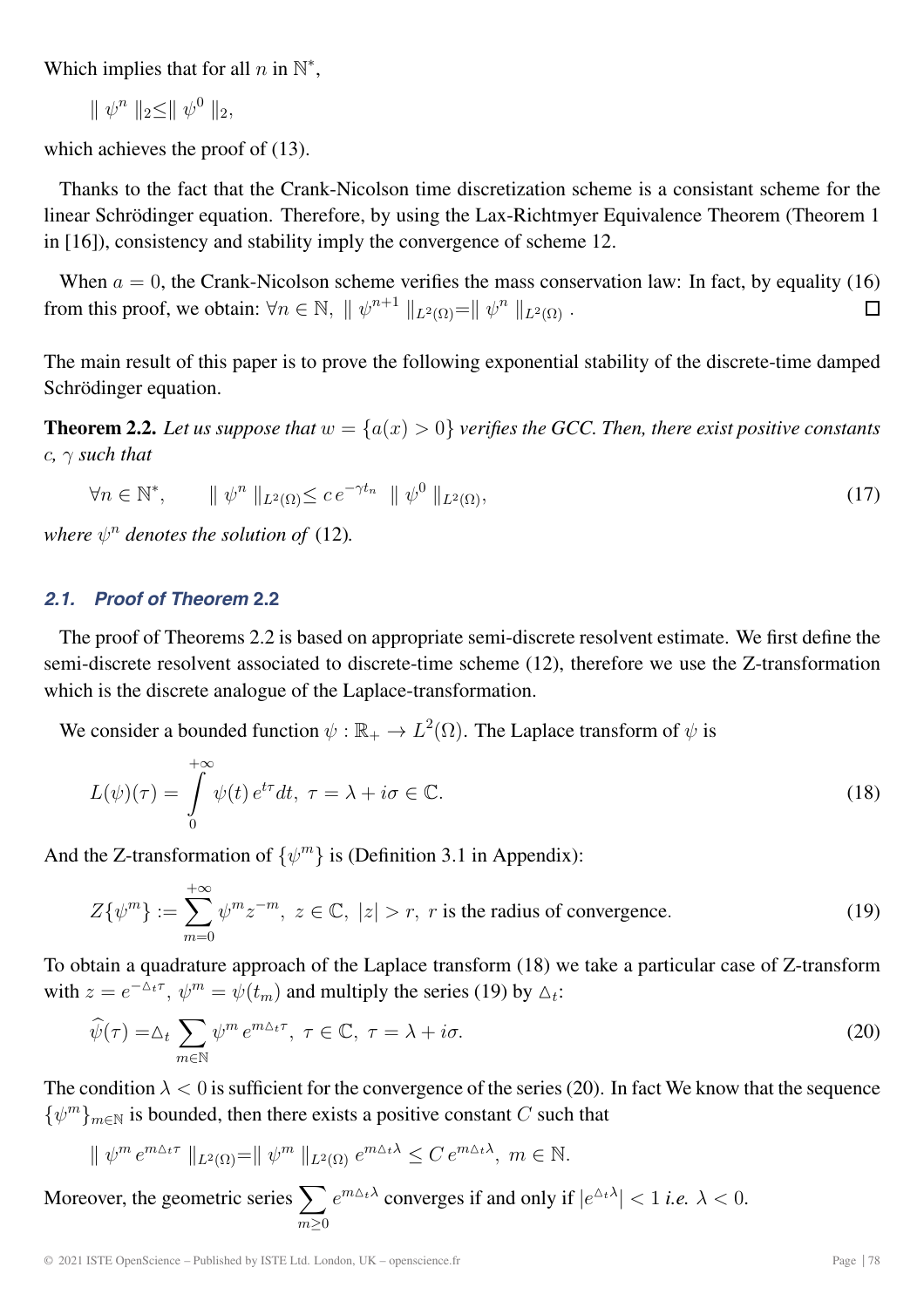Which implies that for all $n$ in $\mathbb{N}^*$,

$$\| \psi^n \|_2 \leq \| \psi^0 \|_2,$$

which achieves the proof of (13).

Thanks to the fact that the Crank-Nicolson time discretization scheme is a consistant scheme for the linear Schrödinger equation. Therefore, by using the Lax-Richtmyer Equivalence Theorem (Theorem 1 in [16]), consistency and stability imply the convergence of scheme 12.

When $a = 0$, the Crank-Nicolson scheme verifies the mass conservation law: In fact, by equality (16) from this proof, we obtain: $\forall n \in \mathbb{N},\ \| \psi^{n+1} \|_{L^2(\Omega)} = \| \psi^n \|_{L^2(\Omega)}$ . □

The main result of this paper is to prove the following exponential stability of the discrete-time damped Schrödinger equation.

**Theorem 2.2.** *Let us suppose that $w = \{a(x) > 0\}$ verifies the GCC. Then, there exist positive constants $c$, $\gamma$ such that*

$$\forall n \in \mathbb{N}^*, \qquad \| \psi^n \|_{L^2(\Omega)} \leq c\, e^{-\gamma t_n} \ \| \psi^0 \|_{L^2(\Omega)}, \tag{17}$$

*where $\psi^n$ denotes the solution of* (12)*.*

### 2.1. Proof of Theorem 2.2

The proof of Theorems 2.2 is based on appropriate semi-discrete resolvent estimate. We first define the semi-discrete resolvent associated to discrete-time scheme (12), therefore we use the Z-transformation which is the discrete analogue of the Laplace-transformation.

We consider a bounded function $\psi : \mathbb{R}_+ \to L^2(\Omega)$. The Laplace transform of $\psi$ is

$$L(\psi)(\tau) = \int_0^{+\infty} \psi(t)\, e^{t\tau} dt,\ \tau = \lambda + i\sigma \in \mathbb{C}. \tag{18}$$

And the Z-transformation of $\{\psi^m\}$ is (Definition 3.1 in Appendix):

$$Z\{\psi^m\} := \sum_{m=0}^{+\infty} \psi^m z^{-m},\ z \in \mathbb{C},\ |z| > r,\ r \text{ is the radius of convergence.} \tag{19}$$

To obtain a quadrature approach of the Laplace transform (18) we take a particular case of Z-transform with $z = e^{-\triangle_t \tau}$, $\psi^m = \psi(t_m)$ and multiply the series (19) by $\triangle_t$:

$$\widehat{\psi}(\tau) = \triangle_t \sum_{m\in\mathbb{N}} \psi^m\, e^{m\triangle_t \tau},\ \tau \in \mathbb{C},\ \tau = \lambda + i\sigma. \tag{20}$$

The condition $\lambda < 0$ is sufficient for the convergence of the series (20). In fact We know that the sequence $\{\psi^m\}_{m\in\mathbb{N}}$ is bounded, then there exists a positive constant $C$ such that

$$\| \psi^m\, e^{m\triangle_t \tau} \|_{L^2(\Omega)} = \| \psi^m \|_{L^2(\Omega)}\, e^{m\triangle_t \lambda} \leq C\, e^{m\triangle_t \lambda},\ m \in \mathbb{N}.$$

Moreover, the geometric series $\sum_{m\geq 0} e^{m\triangle_t \lambda}$ converges if and only if $|e^{\triangle_t \lambda}| < 1$ *i.e.* $\lambda < 0$.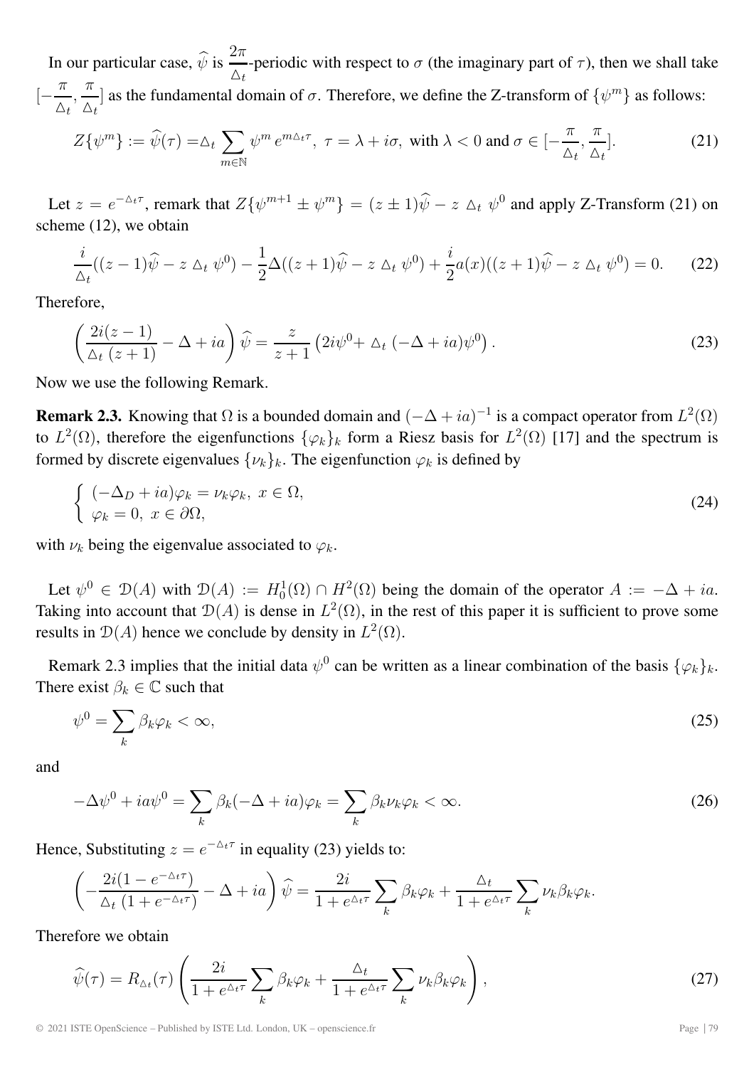In our particular case, $\widehat{\psi}$ is $\dfrac{2\pi}{\triangle_t}$-periodic with respect to $\sigma$ (the imaginary part of $\tau$), then we shall take $[-\dfrac{\pi}{\triangle_t}, \dfrac{\pi}{\triangle_t}]$ as the fundamental domain of $\sigma$. Therefore, we define the Z-transform of $\{\psi^m\}$ as follows:

$$Z\{\psi^m\} := \widehat{\psi}(\tau) = \triangle_t \sum_{m\in\mathbb{N}} \psi^m \, e^{m\triangle_t \tau}, \; \tau = \lambda + i\sigma, \text{ with } \lambda < 0 \text{ and } \sigma \in [-\frac{\pi}{\triangle_t}, \frac{\pi}{\triangle_t}]. \tag{21}$$

Let $z = e^{-\triangle_t \tau}$, remark that $Z\{\psi^{m+1} \pm \psi^m\} = (z \pm 1)\widehat{\psi} - z \triangle_t \psi^0$ and apply Z-Transform (21) on scheme (12), we obtain

$$\frac{i}{\triangle_t}((z-1)\widehat{\psi} - z \triangle_t \psi^0) - \frac{1}{2}\Delta((z+1)\widehat{\psi} - z \triangle_t \psi^0) + \frac{i}{2}a(x)((z+1)\widehat{\psi} - z \triangle_t \psi^0) = 0. \tag{22}$$

Therefore,

$$\left(\frac{2i(z-1)}{\triangle_t (z+1)} - \Delta + ia\right)\widehat{\psi} = \frac{z}{z+1}\left(2i\psi^0 + \triangle_t (-\Delta + ia)\psi^0\right). \tag{23}$$

Now we use the following Remark.

**Remark 2.3.** Knowing that $\Omega$ is a bounded domain and $(-\Delta + ia)^{-1}$ is a compact operator from $L^2(\Omega)$ to $L^2(\Omega)$, therefore the eigenfunctions $\{\varphi_k\}_k$ form a Riesz basis for $L^2(\Omega)$ [17] and the spectrum is formed by discrete eigenvalues $\{\nu_k\}_k$. The eigenfunction $\varphi_k$ is defined by

$$\begin{cases} (-\Delta_D + ia)\varphi_k = \nu_k \varphi_k, \; x \in \Omega, \\ \varphi_k = 0, \; x \in \partial\Omega, \end{cases} \tag{24}$$

with $\nu_k$ being the eigenvalue associated to $\varphi_k$.

Let $\psi^0 \in \mathcal{D}(A)$ with $\mathcal{D}(A) := H_0^1(\Omega) \cap H^2(\Omega)$ being the domain of the operator $A := -\Delta + ia$. Taking into account that $\mathcal{D}(A)$ is dense in $L^2(\Omega)$, in the rest of this paper it is sufficient to prove some results in $\mathcal{D}(A)$ hence we conclude by density in $L^2(\Omega)$.

Remark 2.3 implies that the initial data $\psi^0$ can be written as a linear combination of the basis $\{\varphi_k\}_k$. There exist $\beta_k \in \mathbb{C}$ such that

$$\psi^0 = \sum_k \beta_k \varphi_k < \infty, \tag{25}$$

and

$$-\Delta\psi^0 + ia\psi^0 = \sum_k \beta_k(-\Delta + ia)\varphi_k = \sum_k \beta_k \nu_k \varphi_k < \infty. \tag{26}$$

Hence, Substituting $z = e^{-\triangle_t \tau}$ in equality (23) yields to:

$$\left(-\frac{2i(1 - e^{-\triangle_t \tau})}{\triangle_t (1 + e^{-\triangle_t \tau})} - \Delta + ia\right)\widehat{\psi} = \frac{2i}{1 + e^{\triangle_t \tau}} \sum_k \beta_k \varphi_k + \frac{\triangle_t}{1 + e^{\triangle_t \tau}} \sum_k \nu_k \beta_k \varphi_k.$$

Therefore we obtain

$$\widehat{\psi}(\tau) = R_{\triangle_t}(\tau)\left(\frac{2i}{1 + e^{\triangle_t \tau}} \sum_k \beta_k \varphi_k + \frac{\triangle_t}{1 + e^{\triangle_t \tau}} \sum_k \nu_k \beta_k \varphi_k\right), \tag{27}$$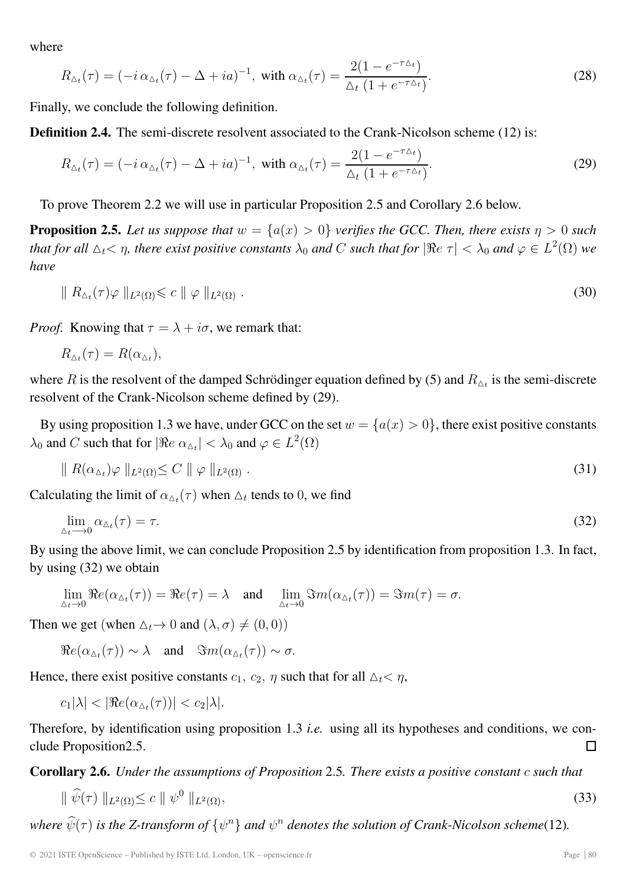where

$$R_{\triangle_t}(\tau) = (-i\,\alpha_{\triangle_t}(\tau) - \Delta + ia)^{-1}, \text{ with } \alpha_{\triangle_t}(\tau) = \frac{2(1-e^{-\tau\triangle_t})}{\triangle_t\,(1+e^{-\tau\triangle_t})}. \tag{28}$$

Finally, we conclude the following definition.

**Definition 2.4.** The semi-discrete resolvent associated to the Crank-Nicolson scheme (12) is:

$$R_{\triangle_t}(\tau) = (-i\,\alpha_{\triangle_t}(\tau) - \Delta + ia)^{-1}, \text{ with } \alpha_{\triangle_t}(\tau) = \frac{2(1-e^{-\tau\triangle_t})}{\triangle_t\,(1+e^{-\tau\triangle_t})}. \tag{29}$$

To prove Theorem 2.2 we will use in particular Proposition 2.5 and Corollary 2.6 below.

**Proposition 2.5.** *Let us suppose that $w = \{a(x) > 0\}$ verifies the GCC. Then, there exists $\eta > 0$ such that for all $\triangle_t < \eta$, there exist positive constants $\lambda_0$ and $C$ such that for $|\Re e\ \tau| < \lambda_0$ and $\varphi \in L^2(\Omega)$ we have*

$$\parallel R_{\triangle_t}(\tau)\varphi \parallel_{L^2(\Omega)} \leqslant c \parallel \varphi \parallel_{L^2(\Omega)}. \tag{30}$$

*Proof.* Knowing that $\tau = \lambda + i\sigma$, we remark that:

$$R_{\triangle_t}(\tau) = R(\alpha_{\triangle_t}),$$

where $R$ is the resolvent of the damped Schrödinger equation defined by (5) and $R_{\triangle_t}$ is the semi-discrete resolvent of the Crank-Nicolson scheme defined by (29).

By using proposition 1.3 we have, under GCC on the set $w = \{a(x) > 0\}$, there exist positive constants $\lambda_0$ and $C$ such that for $|\Re e\ \alpha_{\triangle_t}| < \lambda_0$ and $\varphi \in L^2(\Omega)$

$$\parallel R(\alpha_{\triangle_t})\varphi \parallel_{L^2(\Omega)} \leq C \parallel \varphi \parallel_{L^2(\Omega)}. \tag{31}$$

Calculating the limit of $\alpha_{\triangle_t}(\tau)$ when $\triangle_t$ tends to $0$, we find

$$\lim_{\triangle_t \longrightarrow 0} \alpha_{\triangle_t}(\tau) = \tau. \tag{32}$$

By using the above limit, we can conclude Proposition 2.5 by identification from proposition 1.3. In fact, by using (32) we obtain

$$\lim_{\triangle_t \to 0} \Re e(\alpha_{\triangle_t}(\tau)) = \Re e(\tau) = \lambda \quad \text{and} \quad \lim_{\triangle_t \to 0} \Im m(\alpha_{\triangle_t}(\tau)) = \Im m(\tau) = \sigma.$$

Then we get (when $\triangle_t \to 0$ and $(\lambda, \sigma) \neq (0,0)$)

$$\Re e(\alpha_{\triangle_t}(\tau)) \sim \lambda \quad \text{and} \quad \Im m(\alpha_{\triangle_t}(\tau)) \sim \sigma.$$

Hence, there exist positive constants $c_1$, $c_2$, $\eta$ such that for all $\triangle_t < \eta$,

$$c_1|\lambda| < |\Re e(\alpha_{\triangle_t}(\tau))| < c_2|\lambda|.$$

Therefore, by identification using proposition 1.3 *i.e.* using all its hypotheses and conditions, we conclude Proposition2.5. ☐

**Corollary 2.6.** *Under the assumptions of Proposition 2.5. There exists a positive constant $c$ such that*

$$\parallel \widehat{\psi}(\tau) \parallel_{L^2(\Omega)} \leq c \parallel \psi^0 \parallel_{L^2(\Omega)}, \tag{33}$$

*where $\widehat{\psi}(\tau)$ is the Z-transform of $\{\psi^n\}$ and $\psi^n$ denotes the solution of Crank-Nicolson scheme(12).*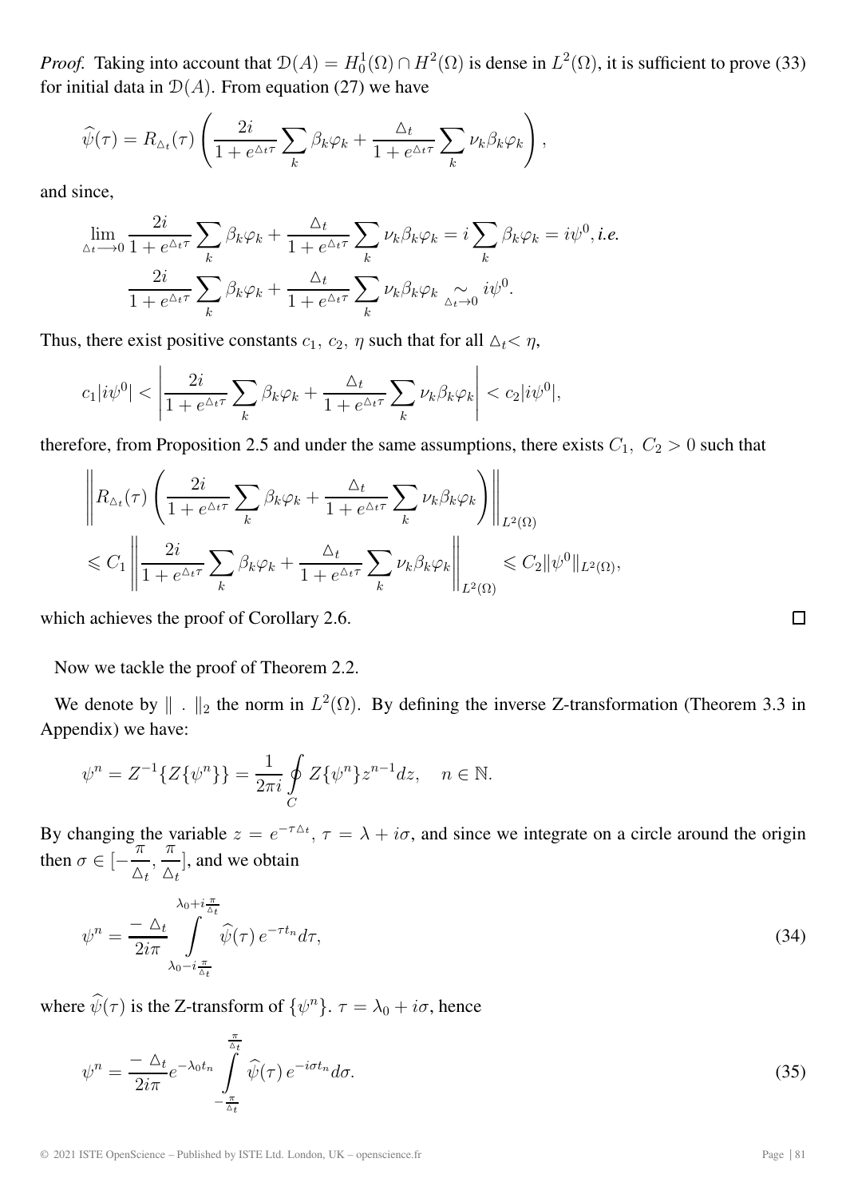*Proof.* Taking into account that $\mathcal{D}(A) = H_0^1(\Omega) \cap H^2(\Omega)$ is dense in $L^2(\Omega)$, it is sufficient to prove (33) for initial data in $\mathcal{D}(A)$. From equation (27) we have

$$\widehat{\psi}(\tau) = R_{\triangle_t}(\tau) \left( \frac{2i}{1+e^{\triangle_t \tau}} \sum_k \beta_k \varphi_k + \frac{\triangle_t}{1+e^{\triangle_t \tau}} \sum_k \nu_k \beta_k \varphi_k \right),$$

and since,

$$\lim_{\triangle_t \longrightarrow 0} \frac{2i}{1+e^{\triangle_t \tau}} \sum_k \beta_k \varphi_k + \frac{\triangle_t}{1+e^{\triangle_t \tau}} \sum_k \nu_k \beta_k \varphi_k = i \sum_k \beta_k \varphi_k = i\psi^0, \textit{i.e.}$$

$$\frac{2i}{1+e^{\triangle_t \tau}} \sum_k \beta_k \varphi_k + \frac{\triangle_t}{1+e^{\triangle_t \tau}} \sum_k \nu_k \beta_k \varphi_k \underset{\triangle_t \to 0}{\sim} i\psi^0.$$

Thus, there exist positive constants $c_1$, $c_2$, $\eta$ such that for all $\triangle_t < \eta$,

$$c_1 |i\psi^0| < \left| \frac{2i}{1+e^{\triangle_t \tau}} \sum_k \beta_k \varphi_k + \frac{\triangle_t}{1+e^{\triangle_t \tau}} \sum_k \nu_k \beta_k \varphi_k \right| < c_2 |i\psi^0|,$$

therefore, from Proposition 2.5 and under the same assumptions, there exists $C_1,\ C_2 > 0$ such that

$$\left\| R_{\triangle_t}(\tau) \left( \frac{2i}{1+e^{\triangle_t \tau}} \sum_k \beta_k \varphi_k + \frac{\triangle_t}{1+e^{\triangle_t \tau}} \sum_k \nu_k \beta_k \varphi_k \right) \right\|_{L^2(\Omega)}$$

$$\leqslant C_1 \left\| \frac{2i}{1+e^{\triangle_t \tau}} \sum_k \beta_k \varphi_k + \frac{\triangle_t}{1+e^{\triangle_t \tau}} \sum_k \nu_k \beta_k \varphi_k \right\|_{L^2(\Omega)} \leqslant C_2 \|\psi^0\|_{L^2(\Omega)},$$

which achieves the proof of Corollary 2.6. $\square$

Now we tackle the proof of Theorem 2.2.

We denote by $\| \ . \ \|_2$ the norm in $L^2(\Omega)$. By defining the inverse Z-transformation (Theorem 3.3 in Appendix) we have:

$$\psi^n = Z^{-1}\{Z\{\psi^n\}\} = \frac{1}{2\pi i} \oint_C Z\{\psi^n\} z^{n-1} dz, \quad n \in \mathbb{N}.$$

By changing the variable $z = e^{-\tau \triangle_t}$, $\tau = \lambda + i\sigma$, and since we integrate on a circle around the origin then $\sigma \in [-\frac{\pi}{\triangle_t}, \frac{\pi}{\triangle_t}]$, and we obtain

$$\psi^n = \frac{-\triangle_t}{2i\pi} \int_{\lambda_0 - i\frac{\pi}{\triangle_t}}^{\lambda_0 + i\frac{\pi}{\triangle_t}} \widehat{\psi}(\tau)\, e^{-\tau t_n} d\tau, \tag{34}$$

where $\widehat{\psi}(\tau)$ is the Z-transform of $\{\psi^n\}$. $\tau = \lambda_0 + i\sigma$, hence

$$\psi^n = \frac{-\triangle_t}{2i\pi} e^{-\lambda_0 t_n} \int_{-\frac{\pi}{\triangle_t}}^{\frac{\pi}{\triangle_t}} \widehat{\psi}(\tau)\, e^{-i\sigma t_n} d\sigma. \tag{35}$$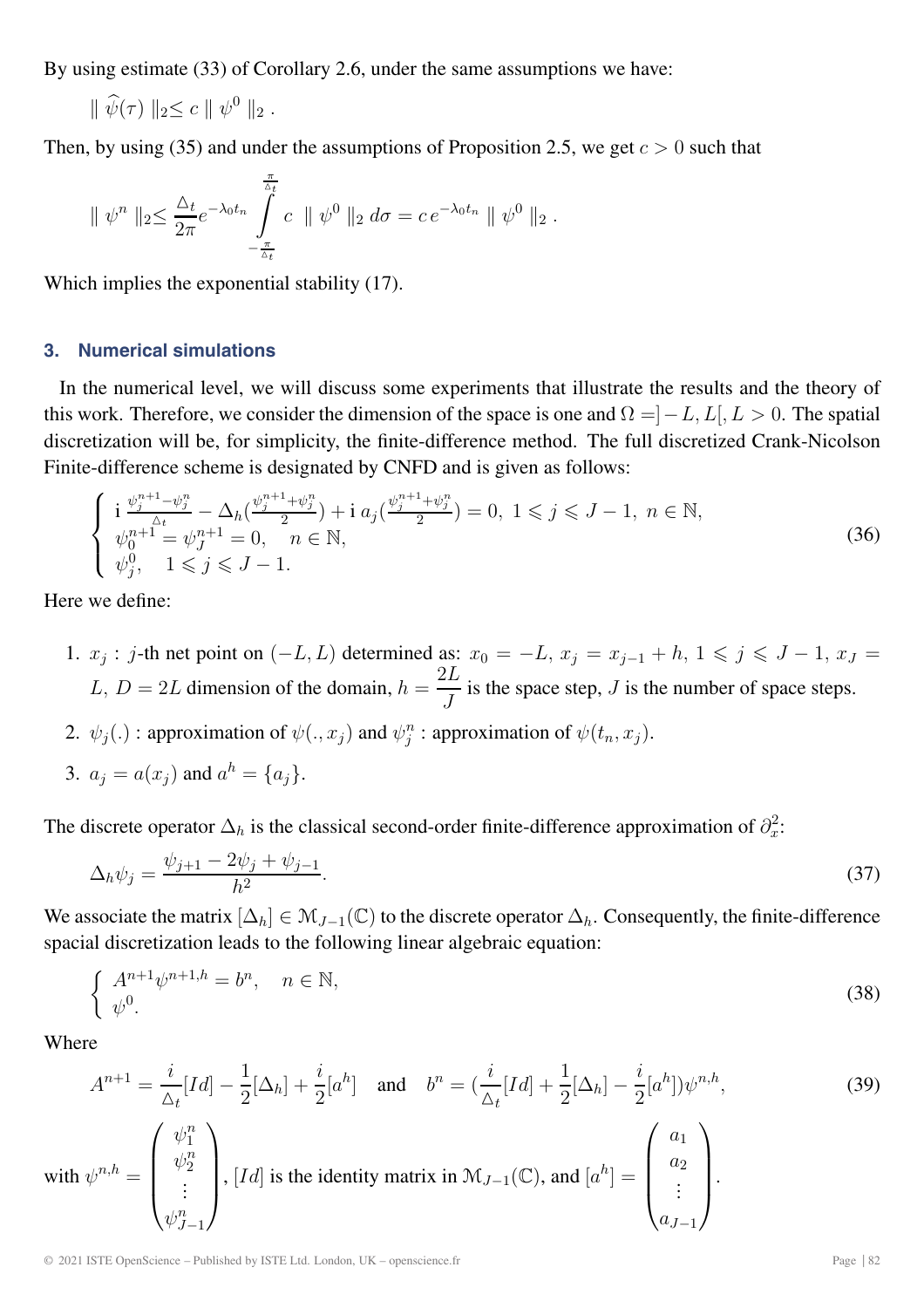By using estimate (33) of Corollary 2.6, under the same assumptions we have:

$$\parallel \widehat{\psi}(\tau) \parallel_2 \leq c \parallel \psi^0 \parallel_2 .$$

Then, by using (35) and under the assumptions of Proposition 2.5, we get $c > 0$ such that

$$\parallel \psi^n \parallel_2 \leq \frac{\triangle_t}{2\pi} e^{-\lambda_0 t_n} \int_{-\frac{\pi}{\triangle_t}}^{\frac{\pi}{\triangle_t}} c \parallel \psi^0 \parallel_2 d\sigma = c\, e^{-\lambda_0 t_n} \parallel \psi^0 \parallel_2 .$$

Which implies the exponential stability (17).

### 3. Numerical simulations

In the numerical level, we will discuss some experiments that illustrate the results and the theory of this work. Therefore, we consider the dimension of the space is one and $\Omega = ]-L, L[, L > 0$. The spatial discretization will be, for simplicity, the finite-difference method. The full discretized Crank-Nicolson Finite-difference scheme is designated by CNFD and is given as follows:

$$\left\{ \begin{array}{l} \mathrm{i}\, \frac{\psi_j^{n+1} - \psi_j^n}{\triangle_t} - \Delta_h\left(\frac{\psi_j^{n+1} + \psi_j^n}{2}\right) + \mathrm{i}\, a_j\left(\frac{\psi_j^{n+1} + \psi_j^n}{2}\right) = 0,\ 1 \leqslant j \leqslant J-1,\ n \in \mathbb{N}, \\ \psi_0^{n+1} = \psi_J^{n+1} = 0, \quad n \in \mathbb{N}, \\ \psi_j^0, \quad 1 \leqslant j \leqslant J-1. \end{array} \right. \tag{36}$$

Here we define:

1. $x_j$ : $j$-th net point on $(-L, L)$ determined as: $x_0 = -L,\ x_j = x_{j-1} + h,\ 1 \leqslant j \leqslant J-1,\ x_J = L,\ D = 2L$ dimension of the domain, $h = \dfrac{2L}{J}$ is the space step, $J$ is the number of space steps.
2. $\psi_j(.)$ : approximation of $\psi(., x_j)$ and $\psi_j^n$ : approximation of $\psi(t_n, x_j)$.
3. $a_j = a(x_j)$ and $a^h = \{a_j\}$.

The discrete operator $\Delta_h$ is the classical second-order finite-difference approximation of $\partial_x^2$:

$$\Delta_h \psi_j = \frac{\psi_{j+1} - 2\psi_j + \psi_{j-1}}{h^2}. \tag{37}$$

We associate the matrix $[\Delta_h] \in \mathcal{M}_{J-1}(\mathbb{C})$ to the discrete operator $\Delta_h$. Consequently, the finite-difference spacial discretization leads to the following linear algebraic equation:

$$\left\{ \begin{array}{l} A^{n+1}\psi^{n+1,h} = b^n, \quad n \in \mathbb{N}, \\ \psi^0. \end{array} \right. \tag{38}$$

Where

$$A^{n+1} = \frac{i}{\triangle_t}[Id] - \frac{1}{2}[\Delta_h] + \frac{i}{2}[a^h] \quad \text{and} \quad b^n = \left(\frac{i}{\triangle_t}[Id] + \frac{1}{2}[\Delta_h] - \frac{i}{2}[a^h]\right)\psi^{n,h}, \tag{39}$$

with $\psi^{n,h} = \begin{pmatrix} \psi_1^n \\ \psi_2^n \\ \vdots \\ \psi_{J-1}^n \end{pmatrix}$, $[Id]$ is the identity matrix in $\mathcal{M}_{J-1}(\mathbb{C})$, and $[a^h] = \begin{pmatrix} a_1 \\ a_2 \\ \vdots \\ a_{J-1} \end{pmatrix}$.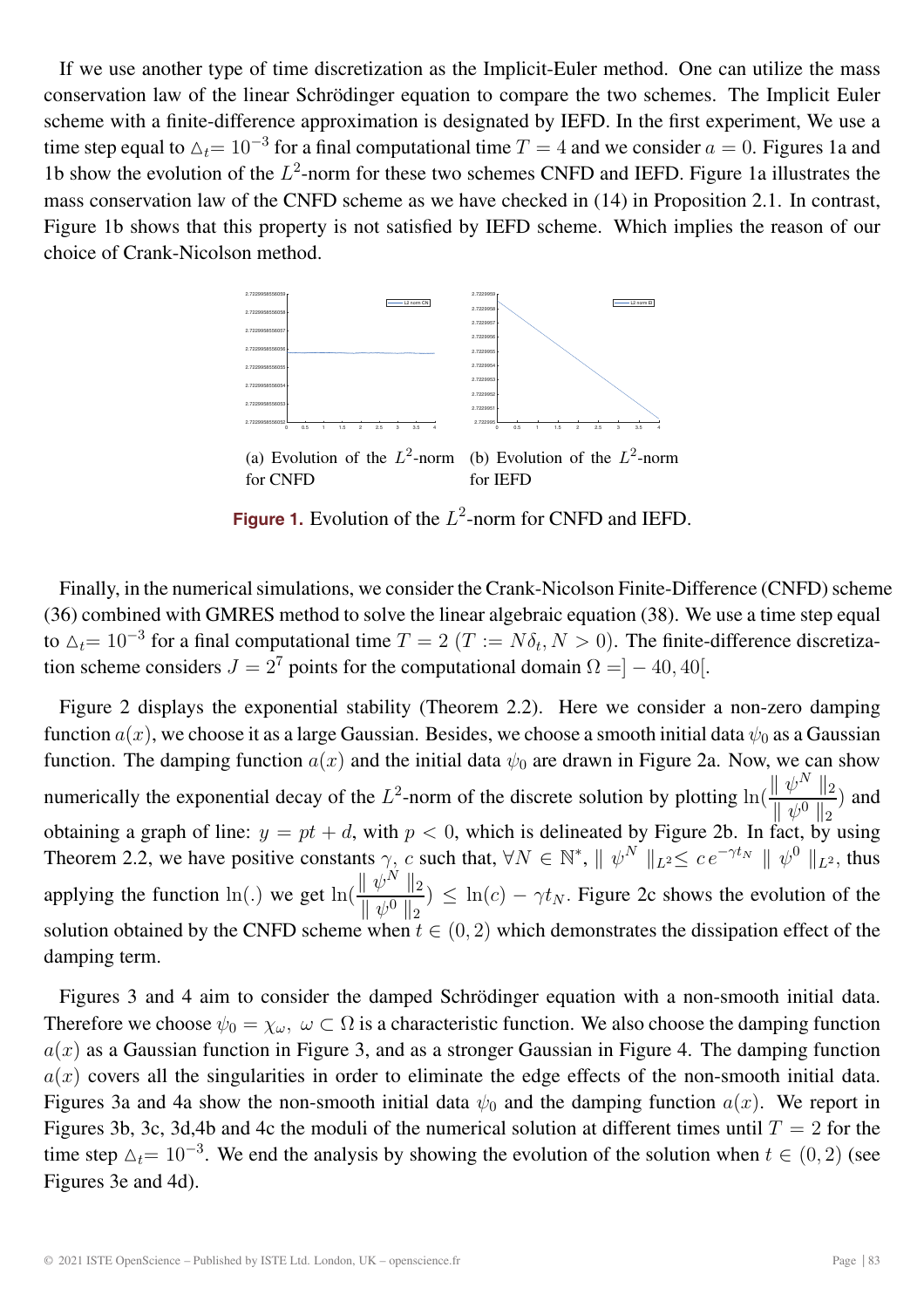If we use another type of time discretization as the Implicit-Euler method. One can utilize the mass conservation law of the linear Schrödinger equation to compare the two schemes. The Implicit Euler scheme with a finite-difference approximation is designated by IEFD. In the first experiment, We use a time step equal to $\triangle_t = 10^{-3}$ for a final computational time $T = 4$ and we consider $a = 0$. Figures 1a and 1b show the evolution of the $L^2$-norm for these two schemes CNFD and IEFD. Figure 1a illustrates the mass conservation law of the CNFD scheme as we have checked in (14) in Proposition 2.1. In contrast, Figure 1b shows that this property is not satisfied by IEFD scheme. Which implies the reason of our choice of Crank-Nicolson method.

(a) Evolution of the $L^2$-norm for CNFD (b) Evolution of the $L^2$-norm for IEFD

**Figure 1.** Evolution of the $L^2$-norm for CNFD and IEFD.

Finally, in the numerical simulations, we consider the Crank-Nicolson Finite-Difference (CNFD) scheme (36) combined with GMRES method to solve the linear algebraic equation (38). We use a time step equal to $\triangle_t = 10^{-3}$ for a final computational time $T = 2$ ($T := N\delta_t, N > 0$). The finite-difference discretization scheme considers $J = 2^7$ points for the computational domain $\Omega = ]-40, 40[$.

Figure 2 displays the exponential stability (Theorem 2.2). Here we consider a non-zero damping function $a(x)$, we choose it as a large Gaussian. Besides, we choose a smooth initial data $\psi_0$ as a Gaussian function. The damping function $a(x)$ and the initial data $\psi_0$ are drawn in Figure 2a. Now, we can show numerically the exponential decay of the $L^2$-norm of the discrete solution by plotting $\ln(\frac{\| \psi^N \|_2}{\| \psi^0 \|_2})$ and obtaining a graph of line: $y = pt + d$, with $p < 0$, which is delineated by Figure 2b. In fact, by using Theorem 2.2, we have positive constants $\gamma$, $c$ such that, $\forall N \in \mathbb{N}^*$, $\| \psi^N \|_{L^2} \leq c\, e^{-\gamma t_N} \| \psi^0 \|_{L^2}$, thus applying the function $\ln(.)$ we get $\ln(\frac{\| \psi^N \|_2}{\| \psi^0 \|_2}) \leq \ln(c) - \gamma t_N$. Figure 2c shows the evolution of the solution obtained by the CNFD scheme when $t \in (0, 2)$ which demonstrates the dissipation effect of the damping term.

Figures 3 and 4 aim to consider the damped Schrödinger equation with a non-smooth initial data. Therefore we choose $\psi_0 = \chi_\omega$, $\omega \subset \Omega$ is a characteristic function. We also choose the damping function $a(x)$ as a Gaussian function in Figure 3, and as a stronger Gaussian in Figure 4. The damping function $a(x)$ covers all the singularities in order to eliminate the edge effects of the non-smooth initial data. Figures 3a and 4a show the non-smooth initial data $\psi_0$ and the damping function $a(x)$. We report in Figures 3b, 3c, 3d,4b and 4c the moduli of the numerical solution at different times until $T = 2$ for the time step $\triangle_t = 10^{-3}$. We end the analysis by showing the evolution of the solution when $t \in (0, 2)$ (see Figures 3e and 4d).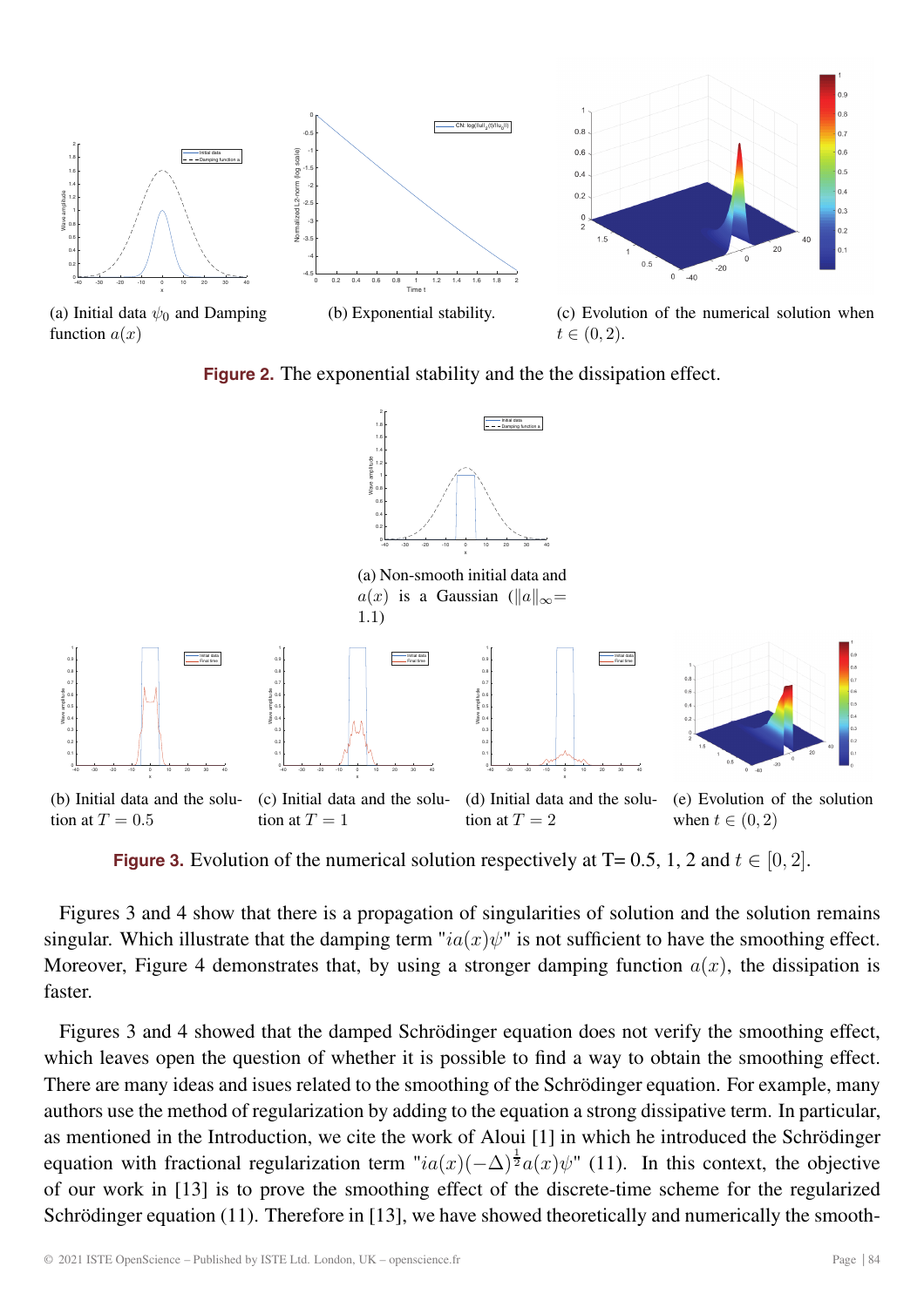(a) Initial data $\psi_0$ and Damping function $a(x)$

(b) Exponential stability.

(c) Evolution of the numerical solution when $t \in (0, 2)$.

**Figure 2.** The exponential stability and the the dissipation effect.

(a) Non-smooth initial data and $a(x)$ is a Gaussian ($\|a\|_\infty$= 1.1)

(b) Initial data and the solution at $T = 0.5$

(c) Initial data and the solution at $T = 1$

(d) Initial data and the solution at $T = 2$

(e) Evolution of the solution when $t \in (0, 2)$

**Figure 3.** Evolution of the numerical solution respectively at T= 0.5, 1, 2 and $t \in [0, 2]$.

Figures 3 and 4 show that there is a propagation of singularities of solution and the solution remains singular. Which illustrate that the damping term "$ia(x)\psi$" is not sufficient to have the smoothing effect. Moreover, Figure 4 demonstrates that, by using a stronger damping function $a(x)$, the dissipation is faster.

Figures 3 and 4 showed that the damped Schrödinger equation does not verify the smoothing effect, which leaves open the question of whether it is possible to find a way to obtain the smoothing effect. There are many ideas and isues related to the smoothing of the Schrödinger equation. For example, many authors use the method of regularization by adding to the equation a strong dissipative term. In particular, as mentioned in the Introduction, we cite the work of Aloui [1] in which he introduced the Schrödinger equation with fractional regularization term "$ia(x)(-\Delta)^{\frac{1}{2}}a(x)\psi$" (11). In this context, the objective of our work in [13] is to prove the smoothing effect of the discrete-time scheme for the regularized Schrödinger equation (11). Therefore in [13], we have showed theoretically and numerically the smooth-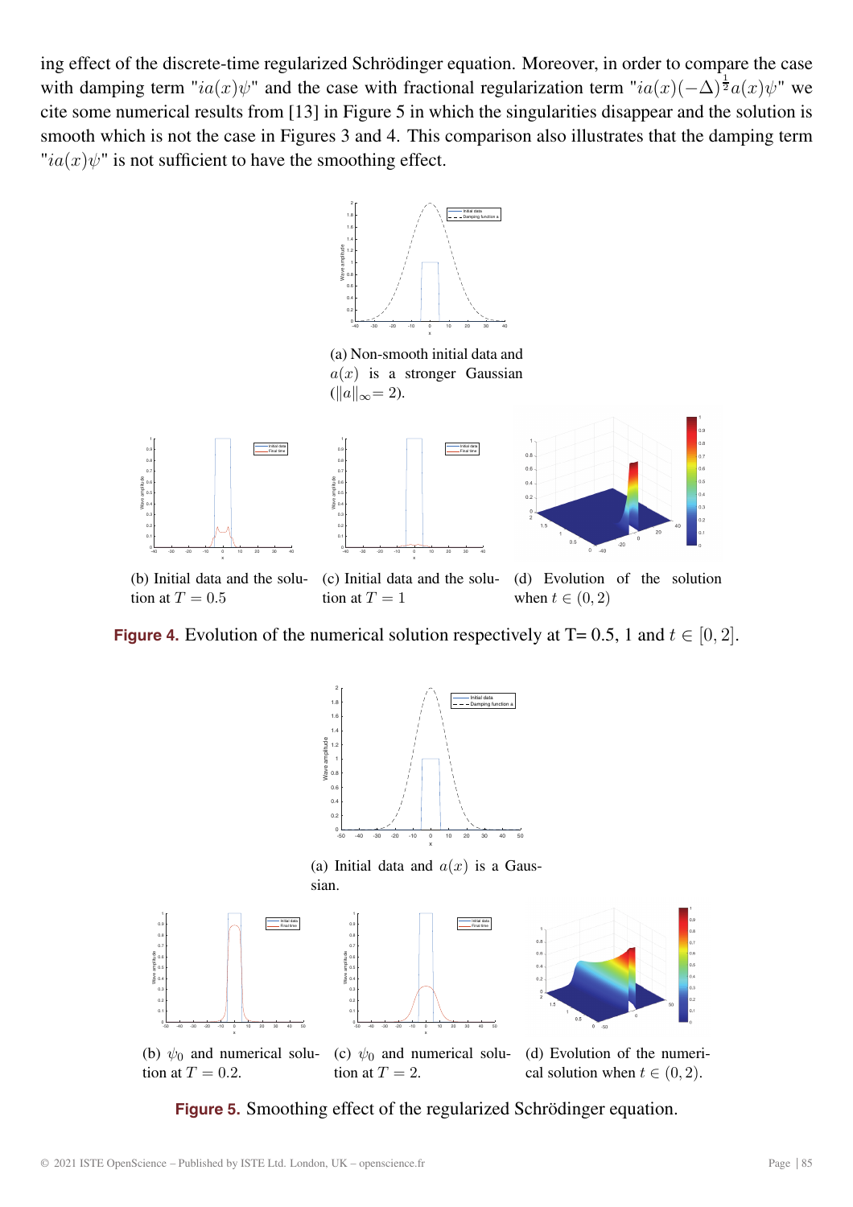ing effect of the discrete-time regularized Schrödinger equation. Moreover, in order to compare the case with damping term "$ia(x)\psi$" and the case with fractional regularization term "$ia(x)(-\Delta)^{\frac{1}{2}}a(x)\psi$" we cite some numerical results from [13] in Figure 5 in which the singularities disappear and the solution is smooth which is not the case in Figures 3 and 4. This comparison also illustrates that the damping term "$ia(x)\psi$" is not sufficient to have the smoothing effect.

(a) Non-smooth initial data and $a(x)$ is a stronger Gaussian ($\|a\|_\infty = 2$).

(b) Initial data and the solution at $T = 0.5$

(c) Initial data and the solution at $T = 1$

(d) Evolution of the solution when $t \in (0, 2)$

**Figure 4.** Evolution of the numerical solution respectively at T= 0.5, 1 and $t \in [0, 2]$.

(a) Initial data and $a(x)$ is a Gaussian.

(b) $\psi_0$ and numerical solution at $T = 0.2$.

(c) $\psi_0$ and numerical solution at $T = 2$.

(d) Evolution of the numerical solution when $t \in (0, 2)$.

**Figure 5.** Smoothing effect of the regularized Schrödinger equation.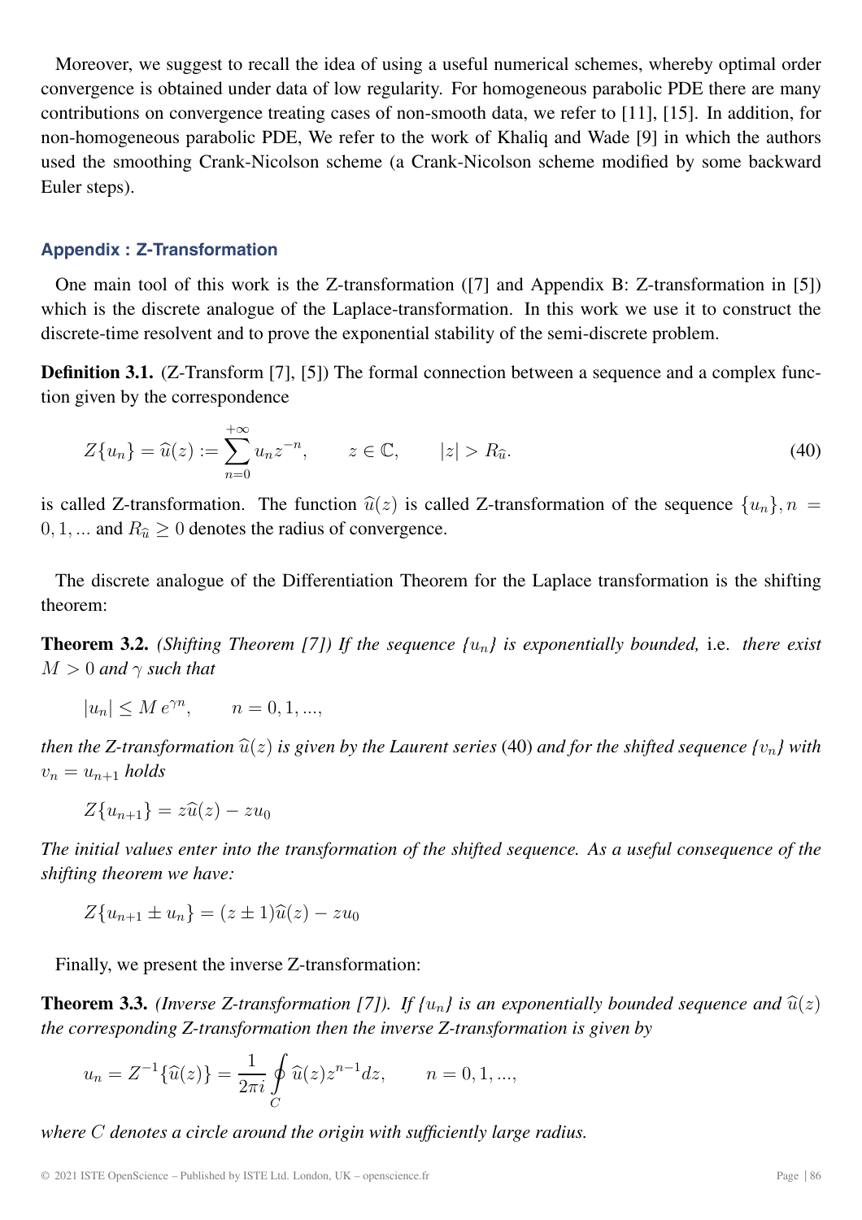Moreover, we suggest to recall the idea of using a useful numerical schemes, whereby optimal order convergence is obtained under data of low regularity. For homogeneous parabolic PDE there are many contributions on convergence treating cases of non-smooth data, we refer to [11], [15]. In addition, for non-homogeneous parabolic PDE, We refer to the work of Khaliq and Wade [9] in which the authors used the smoothing Crank-Nicolson scheme (a Crank-Nicolson scheme modified by some backward Euler steps).

### Appendix : Z-Transformation

One main tool of this work is the Z-transformation ([7] and Appendix B: Z-transformation in [5]) which is the discrete analogue of the Laplace-transformation. In this work we use it to construct the discrete-time resolvent and to prove the exponential stability of the semi-discrete problem.

**Definition 3.1.** (Z-Transform [7], [5]) The formal connection between a sequence and a complex function given by the correspondence

$$Z\{u_n\} = \widehat{u}(z) := \sum_{n=0}^{+\infty} u_n z^{-n}, \qquad z \in \mathbb{C}, \qquad |z| > R_{\widehat{u}}. \tag{40}$$

is called Z-transformation. The function $\widehat{u}(z)$ is called Z-transformation of the sequence $\{u_n\}, n = 0, 1, ...$ and $R_{\widehat{u}} \geq 0$ denotes the radius of convergence.

The discrete analogue of the Differentiation Theorem for the Laplace transformation is the shifting theorem:

**Theorem 3.2.** *(Shifting Theorem [7]) If the sequence $\{u_n\}$ is exponentially bounded,* i.e. *there exist $M > 0$ and $\gamma$ such that*

$$|u_n| \leq M\, e^{\gamma n}, \qquad n = 0, 1, ...,$$

*then the Z-transformation $\widehat{u}(z)$ is given by the Laurent series* (40) *and for the shifted sequence $\{v_n\}$ with $v_n = u_{n+1}$ holds*

$$Z\{u_{n+1}\} = z\widehat{u}(z) - zu_0$$

*The initial values enter into the transformation of the shifted sequence. As a useful consequence of the shifting theorem we have:*

$$Z\{u_{n+1} \pm u_n\} = (z \pm 1)\widehat{u}(z) - zu_0$$

Finally, we present the inverse Z-transformation:

**Theorem 3.3.** *(Inverse Z-transformation [7]). If $\{u_n\}$ is an exponentially bounded sequence and $\widehat{u}(z)$ the corresponding Z-transformation then the inverse Z-transformation is given by*

$$u_n = Z^{-1}\{\widehat{u}(z)\} = \frac{1}{2\pi i} \oint_C \widehat{u}(z) z^{n-1} dz, \qquad n = 0, 1, ...,$$

*where $C$ denotes a circle around the origin with sufficiently large radius.*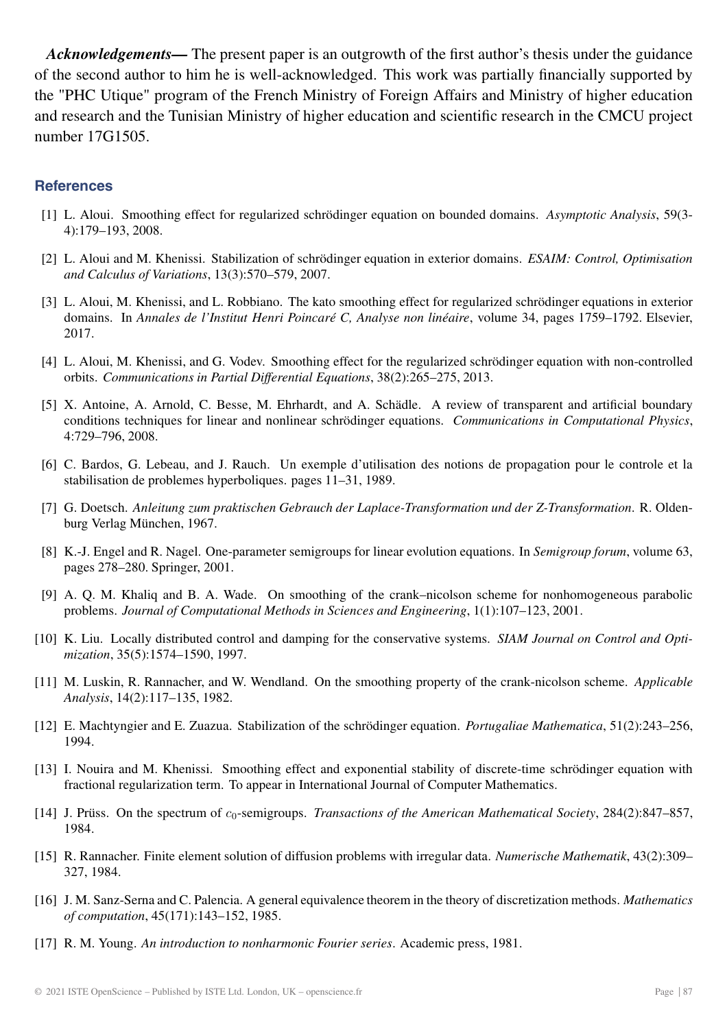***Acknowledgements—*** The present paper is an outgrowth of the first author's thesis under the guidance of the second author to him he is well-acknowledged. This work was partially financially supported by the "PHC Utique" program of the French Ministry of Foreign Affairs and Ministry of higher education and research and the Tunisian Ministry of higher education and scientific research in the CMCU project number 17G1505.

## References

[1] L. Aloui. Smoothing effect for regularized schrödinger equation on bounded domains. *Asymptotic Analysis*, 59(3-4):179–193, 2008.

[2] L. Aloui and M. Khenissi. Stabilization of schrödinger equation in exterior domains. *ESAIM: Control, Optimisation and Calculus of Variations*, 13(3):570–579, 2007.

[3] L. Aloui, M. Khenissi, and L. Robbiano. The kato smoothing effect for regularized schrödinger equations in exterior domains. In *Annales de l'Institut Henri Poincaré C, Analyse non linéaire*, volume 34, pages 1759–1792. Elsevier, 2017.

[4] L. Aloui, M. Khenissi, and G. Vodev. Smoothing effect for the regularized schrödinger equation with non-controlled orbits. *Communications in Partial Differential Equations*, 38(2):265–275, 2013.

[5] X. Antoine, A. Arnold, C. Besse, M. Ehrhardt, and A. Schädle. A review of transparent and artificial boundary conditions techniques for linear and nonlinear schrödinger equations. *Communications in Computational Physics*, 4:729–796, 2008.

[6] C. Bardos, G. Lebeau, and J. Rauch. Un exemple d'utilisation des notions de propagation pour le controle et la stabilisation de problemes hyperboliques. pages 11–31, 1989.

[7] G. Doetsch. *Anleitung zum praktischen Gebrauch der Laplace-Transformation und der Z-Transformation*. R. Oldenburg Verlag München, 1967.

[8] K.-J. Engel and R. Nagel. One-parameter semigroups for linear evolution equations. In *Semigroup forum*, volume 63, pages 278–280. Springer, 2001.

[9] A. Q. M. Khaliq and B. A. Wade. On smoothing of the crank–nicolson scheme for nonhomogeneous parabolic problems. *Journal of Computational Methods in Sciences and Engineering*, 1(1):107–123, 2001.

[10] K. Liu. Locally distributed control and damping for the conservative systems. *SIAM Journal on Control and Optimization*, 35(5):1574–1590, 1997.

[11] M. Luskin, R. Rannacher, and W. Wendland. On the smoothing property of the crank-nicolson scheme. *Applicable Analysis*, 14(2):117–135, 1982.

[12] E. Machtyngier and E. Zuazua. Stabilization of the schrödinger equation. *Portugaliae Mathematica*, 51(2):243–256, 1994.

[13] I. Nouira and M. Khenissi. Smoothing effect and exponential stability of discrete-time schrödinger equation with fractional regularization term. To appear in International Journal of Computer Mathematics.

[14] J. Prüss. On the spectrum of $c_0$-semigroups. *Transactions of the American Mathematical Society*, 284(2):847–857, 1984.

[15] R. Rannacher. Finite element solution of diffusion problems with irregular data. *Numerische Mathematik*, 43(2):309–327, 1984.

[16] J. M. Sanz-Serna and C. Palencia. A general equivalence theorem in the theory of discretization methods. *Mathematics of computation*, 45(171):143–152, 1985.

[17] R. M. Young. *An introduction to nonharmonic Fourier series*. Academic press, 1981.